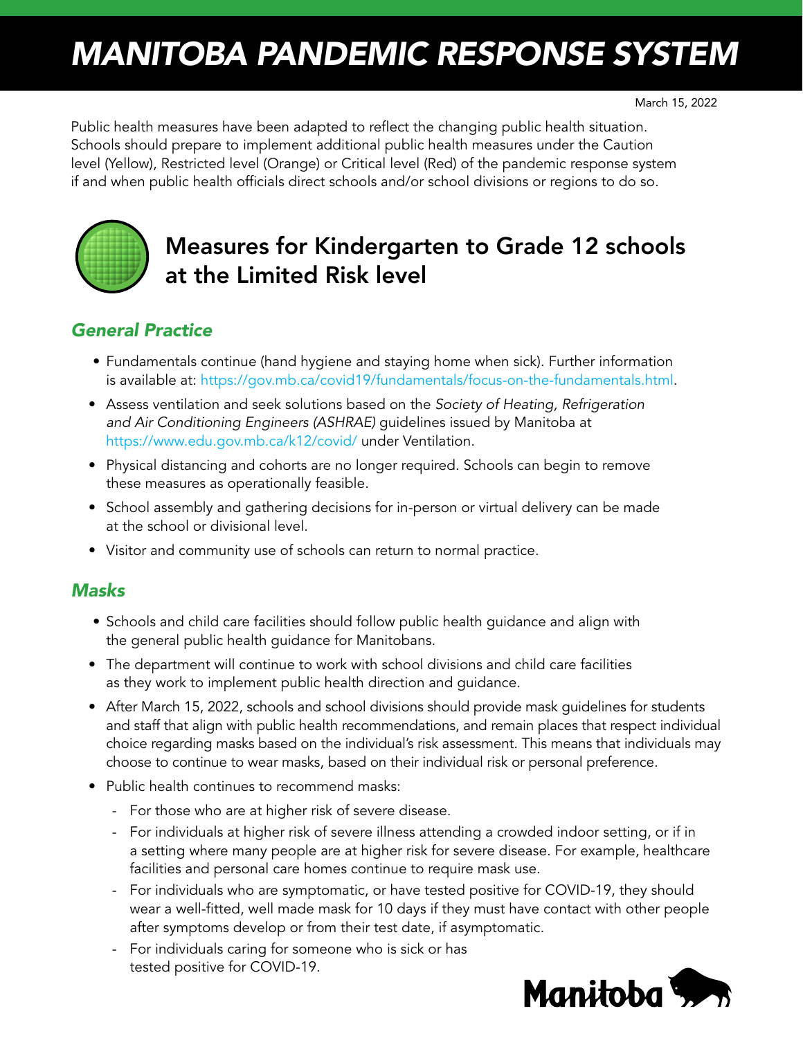# MANITOBA PANDEMIC RESPONSE SYSTEM

March 15, 2022

Public health measures have been adapted to reflect the changing public health situation. Schools should prepare to implement additional public health measures under the Caution level (Yellow), Restricted level (Orange) or Critical level (Red) of the pandemic response system if and when public health officials direct schools and/or school divisions or regions to do so.

## Measures for Kindergarten to Grade 12 schools at the Limited Risk level

### *General Practice*

- Fundamentals continue (hand hygiene and staying home when sick). Further information is available at: https://gov.mb.ca/covid19/fundamentals/focus-on-the-fundamentals.html.
- Assess ventilation and seek solutions based on the *Society of Heating, Refrigeration and Air Conditioning Engineers (ASHRAE)* guidelines issued by Manitoba at https://www.edu.gov.mb.ca/k12/covid/ under Ventilation.
- Physical distancing and cohorts are no longer required. Schools can begin to remove these measures as operationally feasible.
- School assembly and gathering decisions for in-person or virtual delivery can be made at the school or divisional level.
- Visitor and community use of schools can return to normal practice.

### *Masks*

- Schools and child care facilities should follow public health guidance and align with the general public health guidance for Manitobans.
- The department will continue to work with school divisions and child care facilities as they work to implement public health direction and guidance.
- After March 15, 2022, schools and school divisions should provide mask guidelines for students and staff that align with public health recommendations, and remain places that respect individual choice regarding masks based on the individual's risk assessment. This means that individuals may choose to continue to wear masks, based on their individual risk or personal preference.
- Public health continues to recommend masks:
  - For those who are at higher risk of severe disease.
  - For individuals at higher risk of severe illness attending a crowded indoor setting, or if in a setting where many people are at higher risk for severe disease. For example, healthcare facilities and personal care homes continue to require mask use.
  - For individuals who are symptomatic, or have tested positive for COVID-19, they should wear a well-fitted, well made mask for 10 days if they must have contact with other people after symptoms develop or from their test date, if asymptomatic.
  - For individuals caring for someone who is sick or has tested positive for COVID-19.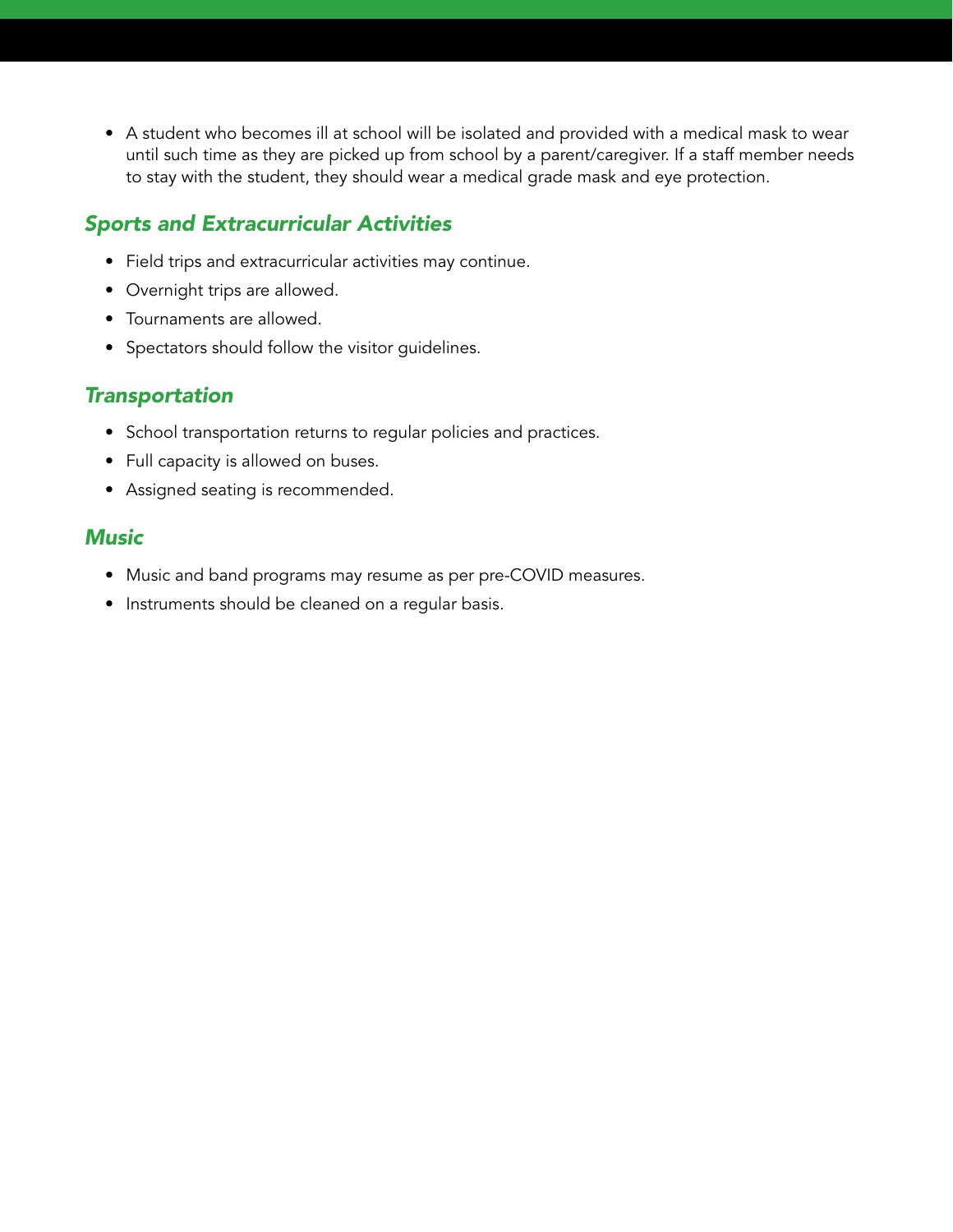- A student who becomes ill at school will be isolated and provided with a medical mask to wear until such time as they are picked up from school by a parent/caregiver. If a staff member needs to stay with the student, they should wear a medical grade mask and eye protection.

### *Sports and Extracurricular Activities*

- Field trips and extracurricular activities may continue.
- Overnight trips are allowed.
- Tournaments are allowed.
- Spectators should follow the visitor guidelines.

### *Transportation*

- School transportation returns to regular policies and practices.
- Full capacity is allowed on buses.
- Assigned seating is recommended.

### *Music*

- Music and band programs may resume as per pre-COVID measures.
- Instruments should be cleaned on a regular basis.